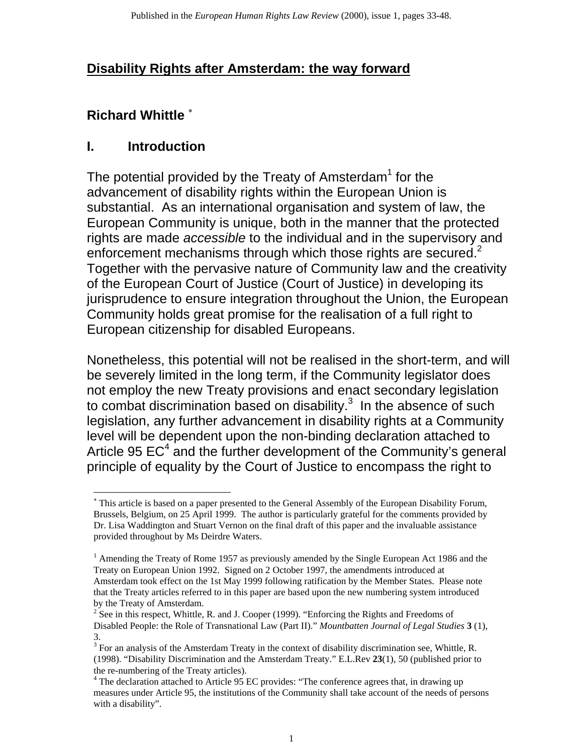Published in the *European Human Rights Law Review* (2000), issue 1, pages 33-48.

# Disability Rights after Amsterdam: the way forward

**Richard Whittle** [*]

## I. Introduction

The potential provided by the Treaty of Amsterdam[1] for the advancement of disability rights within the European Union is substantial. As an international organisation and system of law, the European Community is unique, both in the manner that the protected rights are made *accessible* to the individual and in the supervisory and enforcement mechanisms through which those rights are secured.[2] Together with the pervasive nature of Community law and the creativity of the European Court of Justice (Court of Justice) in developing its jurisprudence to ensure integration throughout the Union, the European Community holds great promise for the realisation of a full right to European citizenship for disabled Europeans.

Nonetheless, this potential will not be realised in the short-term, and will be severely limited in the long term, if the Community legislator does not employ the new Treaty provisions and enact secondary legislation to combat discrimination based on disability.[3] In the absence of such legislation, any further advancement in disability rights at a Community level will be dependent upon the non-binding declaration attached to Article 95 EC[4] and the further development of the Community's general principle of equality by the Court of Justice to encompass the right to

---

[*] This article is based on a paper presented to the General Assembly of the European Disability Forum, Brussels, Belgium, on 25 April 1999. The author is particularly grateful for the comments provided by Dr. Lisa Waddington and Stuart Vernon on the final draft of this paper and the invaluable assistance provided throughout by Ms Deirdre Waters.

[1] Amending the Treaty of Rome 1957 as previously amended by the Single European Act 1986 and the Treaty on European Union 1992. Signed on 2 October 1997, the amendments introduced at Amsterdam took effect on the 1st May 1999 following ratification by the Member States. Please note that the Treaty articles referred to in this paper are based upon the new numbering system introduced by the Treaty of Amsterdam.

[2] See in this respect, Whittle, R. and J. Cooper (1999). "Enforcing the Rights and Freedoms of Disabled People: the Role of Transnational Law (Part II)." *Mountbatten Journal of Legal Studies* **3** (1), 3.

[3] For an analysis of the Amsterdam Treaty in the context of disability discrimination see, Whittle, R. (1998). "Disability Discrimination and the Amsterdam Treaty." E.L.Rev **23**(1), 50 (published prior to the re-numbering of the Treaty articles).

[4] The declaration attached to Article 95 EC provides: "The conference agrees that, in drawing up measures under Article 95, the institutions of the Community shall take account of the needs of persons with a disability".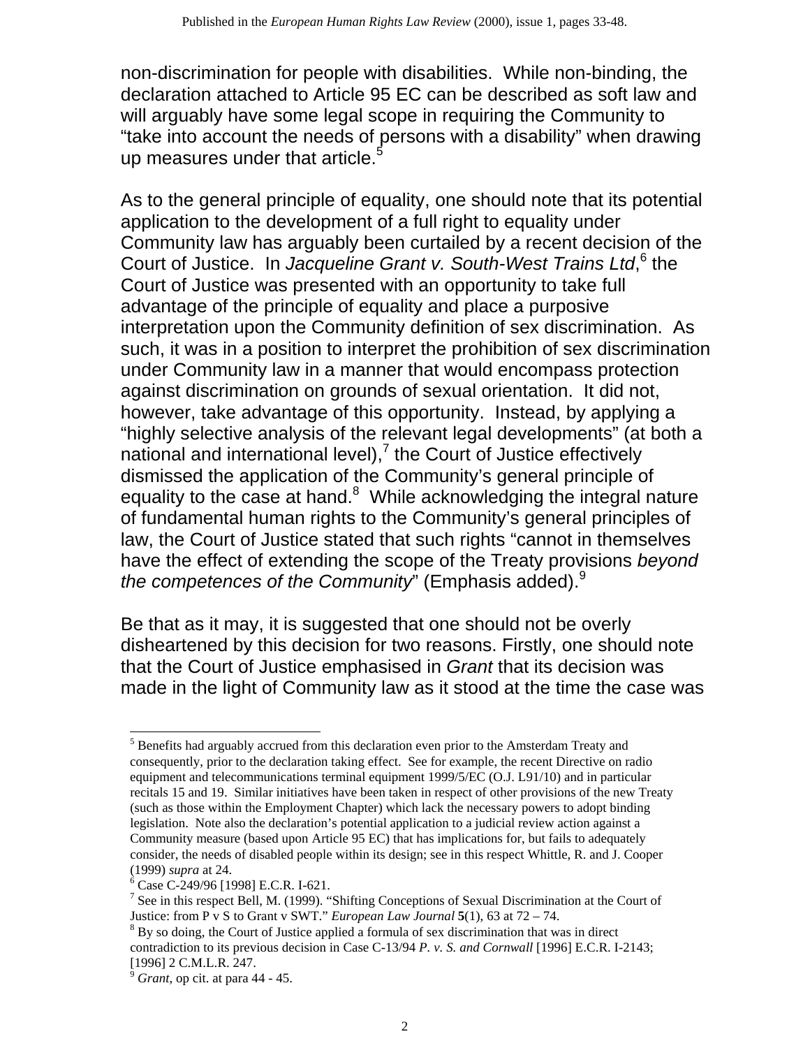non-discrimination for people with disabilities. While non-binding, the declaration attached to Article 95 EC can be described as soft law and will arguably have some legal scope in requiring the Community to "take into account the needs of persons with a disability" when drawing up measures under that article.[5]

As to the general principle of equality, one should note that its potential application to the development of a full right to equality under Community law has arguably been curtailed by a recent decision of the Court of Justice. In *Jacqueline Grant v. South-West Trains Ltd*,[6] the Court of Justice was presented with an opportunity to take full advantage of the principle of equality and place a purposive interpretation upon the Community definition of sex discrimination. As such, it was in a position to interpret the prohibition of sex discrimination under Community law in a manner that would encompass protection against discrimination on grounds of sexual orientation. It did not, however, take advantage of this opportunity. Instead, by applying a "highly selective analysis of the relevant legal developments" (at both a national and international level),[7] the Court of Justice effectively dismissed the application of the Community's general principle of equality to the case at hand.[8] While acknowledging the integral nature of fundamental human rights to the Community's general principles of law, the Court of Justice stated that such rights "cannot in themselves have the effect of extending the scope of the Treaty provisions *beyond the competences of the Community*" (Emphasis added).[9]

Be that as it may, it is suggested that one should not be overly disheartened by this decision for two reasons. Firstly, one should note that the Court of Justice emphasised in *Grant* that its decision was made in the light of Community law as it stood at the time the case was

---

[5] Benefits had arguably accrued from this declaration even prior to the Amsterdam Treaty and consequently, prior to the declaration taking effect. See for example, the recent Directive on radio equipment and telecommunications terminal equipment 1999/5/EC (O.J. L91/10) and in particular recitals 15 and 19. Similar initiatives have been taken in respect of other provisions of the new Treaty (such as those within the Employment Chapter) which lack the necessary powers to adopt binding legislation. Note also the declaration's potential application to a judicial review action against a Community measure (based upon Article 95 EC) that has implications for, but fails to adequately consider, the needs of disabled people within its design; see in this respect Whittle, R. and J. Cooper (1999) *supra* at 24.

[6] Case C-249/96 [1998] E.C.R. I-621.

[7] See in this respect Bell, M. (1999). "Shifting Conceptions of Sexual Discrimination at the Court of Justice: from P v S to Grant v SWT." *European Law Journal* **5**(1), 63 at 72 – 74.

[8] By so doing, the Court of Justice applied a formula of sex discrimination that was in direct contradiction to its previous decision in Case C-13/94 *P. v. S. and Cornwall* [1996] E.C.R. I-2143; [1996] 2 C.M.L.R. 247.

[9] *Grant*, op cit. at para 44 - 45.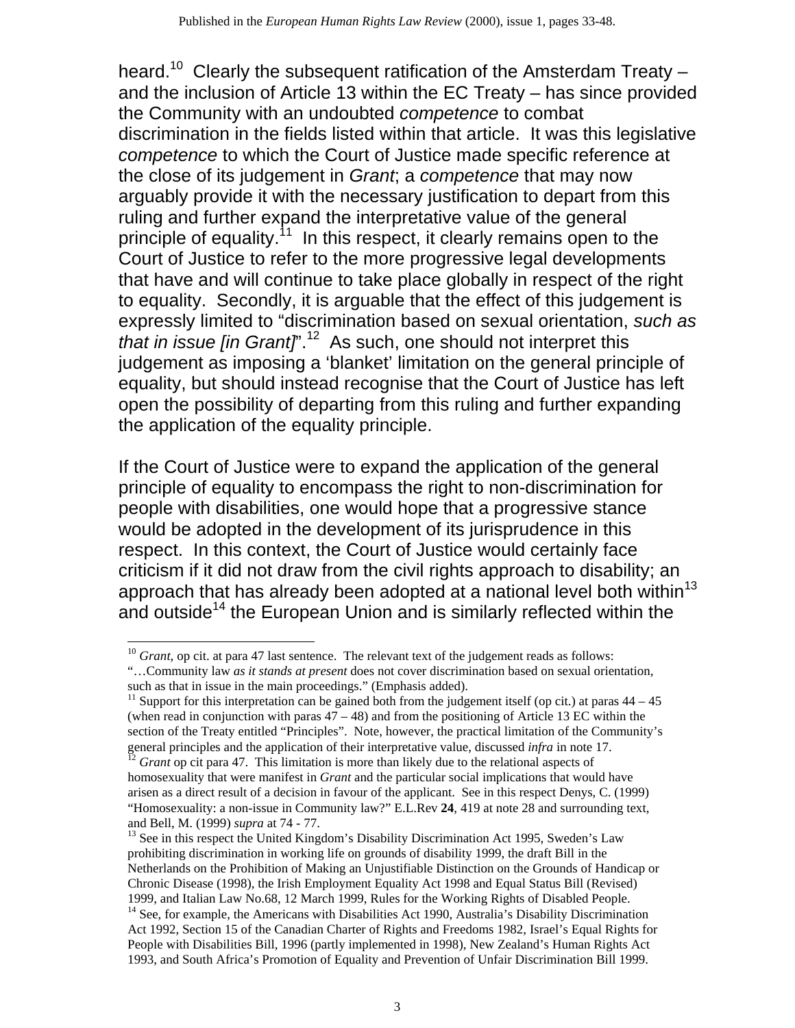heard.[10] Clearly the subsequent ratification of the Amsterdam Treaty – and the inclusion of Article 13 within the EC Treaty – has since provided the Community with an undoubted *competence* to combat discrimination in the fields listed within that article. It was this legislative *competence* to which the Court of Justice made specific reference at the close of its judgement in *Grant*; a *competence* that may now arguably provide it with the necessary justification to depart from this ruling and further expand the interpretative value of the general principle of equality.[11] In this respect, it clearly remains open to the Court of Justice to refer to the more progressive legal developments that have and will continue to take place globally in respect of the right to equality. Secondly, it is arguable that the effect of this judgement is expressly limited to "discrimination based on sexual orientation, *such as that in issue [in Grant]*".[12] As such, one should not interpret this judgement as imposing a 'blanket' limitation on the general principle of equality, but should instead recognise that the Court of Justice has left open the possibility of departing from this ruling and further expanding the application of the equality principle.

If the Court of Justice were to expand the application of the general principle of equality to encompass the right to non-discrimination for people with disabilities, one would hope that a progressive stance would be adopted in the development of its jurisprudence in this respect. In this context, the Court of Justice would certainly face criticism if it did not draw from the civil rights approach to disability; an approach that has already been adopted at a national level both within[13] and outside[14] the European Union and is similarly reflected within the

---

[10] *Grant*, op cit. at para 47 last sentence. The relevant text of the judgement reads as follows: "…Community law *as it stands at present* does not cover discrimination based on sexual orientation, such as that in issue in the main proceedings." (Emphasis added).

[11] Support for this interpretation can be gained both from the judgement itself (op cit.) at paras 44 – 45 (when read in conjunction with paras 47 – 48) and from the positioning of Article 13 EC within the section of the Treaty entitled "Principles". Note, however, the practical limitation of the Community's general principles and the application of their interpretative value, discussed *infra* in note 17.

[12] *Grant* op cit para 47. This limitation is more than likely due to the relational aspects of homosexuality that were manifest in *Grant* and the particular social implications that would have arisen as a direct result of a decision in favour of the applicant. See in this respect Denys, C. (1999) "Homosexuality: a non-issue in Community law?" E.L.Rev **24**, 419 at note 28 and surrounding text, and Bell, M. (1999) *supra* at 74 - 77.

[13] See in this respect the United Kingdom's Disability Discrimination Act 1995, Sweden's Law prohibiting discrimination in working life on grounds of disability 1999, the draft Bill in the Netherlands on the Prohibition of Making an Unjustifiable Distinction on the Grounds of Handicap or Chronic Disease (1998), the Irish Employment Equality Act 1998 and Equal Status Bill (Revised) 1999, and Italian Law No.68, 12 March 1999, Rules for the Working Rights of Disabled People.

[14] See, for example, the Americans with Disabilities Act 1990, Australia's Disability Discrimination Act 1992, Section 15 of the Canadian Charter of Rights and Freedoms 1982, Israel's Equal Rights for People with Disabilities Bill, 1996 (partly implemented in 1998), New Zealand's Human Rights Act 1993, and South Africa's Promotion of Equality and Prevention of Unfair Discrimination Bill 1999.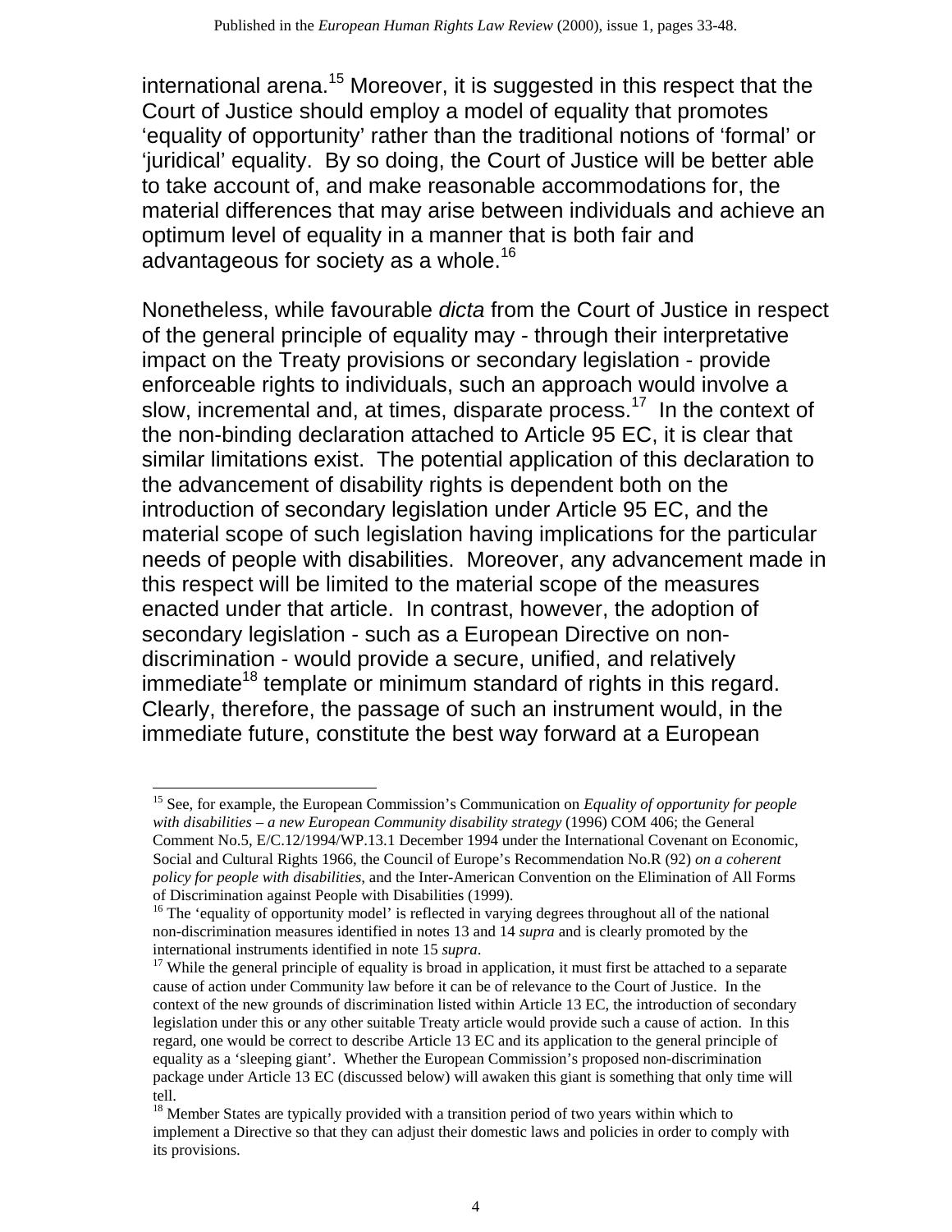international arena.[15] Moreover, it is suggested in this respect that the Court of Justice should employ a model of equality that promotes 'equality of opportunity' rather than the traditional notions of 'formal' or 'juridical' equality. By so doing, the Court of Justice will be better able to take account of, and make reasonable accommodations for, the material differences that may arise between individuals and achieve an optimum level of equality in a manner that is both fair and advantageous for society as a whole.[16]

Nonetheless, while favourable *dicta* from the Court of Justice in respect of the general principle of equality may - through their interpretative impact on the Treaty provisions or secondary legislation - provide enforceable rights to individuals, such an approach would involve a slow, incremental and, at times, disparate process.[17] In the context of the non-binding declaration attached to Article 95 EC, it is clear that similar limitations exist. The potential application of this declaration to the advancement of disability rights is dependent both on the introduction of secondary legislation under Article 95 EC, and the material scope of such legislation having implications for the particular needs of people with disabilities. Moreover, any advancement made in this respect will be limited to the material scope of the measures enacted under that article. In contrast, however, the adoption of secondary legislation - such as a European Directive on non-discrimination - would provide a secure, unified, and relatively immediate[18] template or minimum standard of rights in this regard. Clearly, therefore, the passage of such an instrument would, in the immediate future, constitute the best way forward at a European

---

[15] See, for example, the European Commission's Communication on *Equality of opportunity for people with disabilities – a new European Community disability strategy* (1996) COM 406; the General Comment No.5, E/C.12/1994/WP.13.1 December 1994 under the International Covenant on Economic, Social and Cultural Rights 1966, the Council of Europe's Recommendation No.R (92) *on a coherent policy for people with disabilities*, and the Inter-American Convention on the Elimination of All Forms of Discrimination against People with Disabilities (1999).

[16] The 'equality of opportunity model' is reflected in varying degrees throughout all of the national non-discrimination measures identified in notes 13 and 14 *supra* and is clearly promoted by the international instruments identified in note 15 *supra*.

[17] While the general principle of equality is broad in application, it must first be attached to a separate cause of action under Community law before it can be of relevance to the Court of Justice. In the context of the new grounds of discrimination listed within Article 13 EC, the introduction of secondary legislation under this or any other suitable Treaty article would provide such a cause of action. In this regard, one would be correct to describe Article 13 EC and its application to the general principle of equality as a 'sleeping giant'. Whether the European Commission's proposed non-discrimination package under Article 13 EC (discussed below) will awaken this giant is something that only time will tell.

[18] Member States are typically provided with a transition period of two years within which to implement a Directive so that they can adjust their domestic laws and policies in order to comply with its provisions.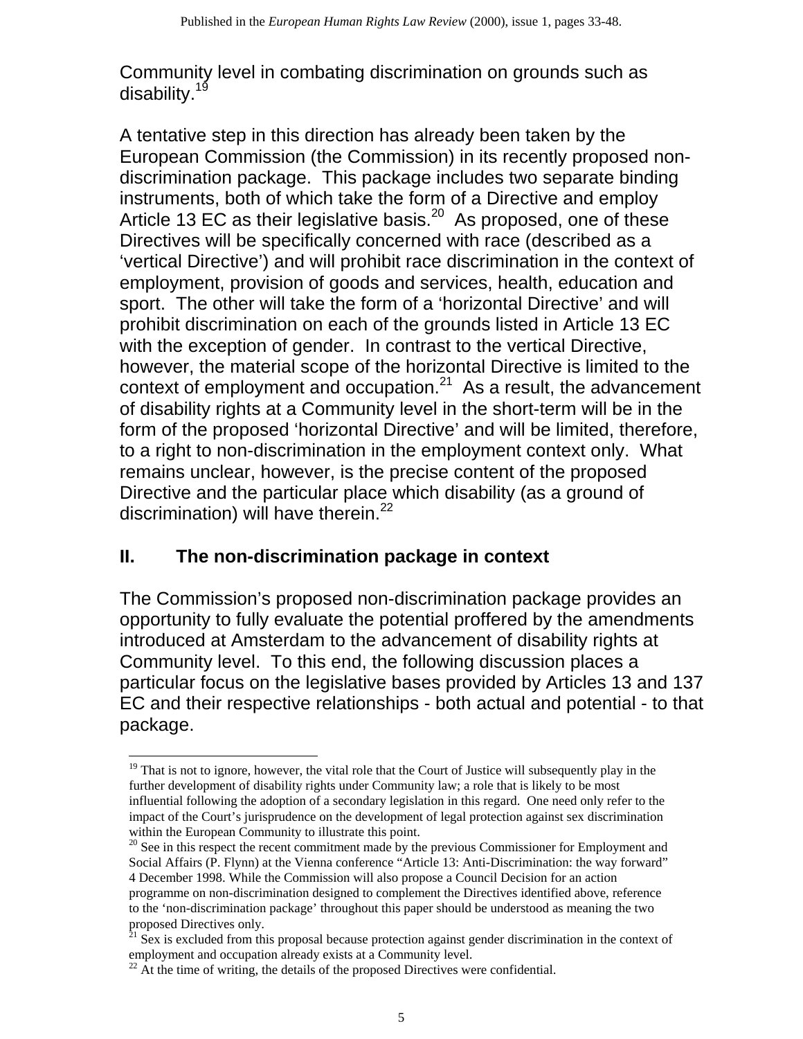Community level in combating discrimination on grounds such as disability.[19]

A tentative step in this direction has already been taken by the European Commission (the Commission) in its recently proposed non-discrimination package. This package includes two separate binding instruments, both of which take the form of a Directive and employ Article 13 EC as their legislative basis.[20] As proposed, one of these Directives will be specifically concerned with race (described as a 'vertical Directive') and will prohibit race discrimination in the context of employment, provision of goods and services, health, education and sport. The other will take the form of a 'horizontal Directive' and will prohibit discrimination on each of the grounds listed in Article 13 EC with the exception of gender. In contrast to the vertical Directive, however, the material scope of the horizontal Directive is limited to the context of employment and occupation.[21] As a result, the advancement of disability rights at a Community level in the short-term will be in the form of the proposed 'horizontal Directive' and will be limited, therefore, to a right to non-discrimination in the employment context only. What remains unclear, however, is the precise content of the proposed Directive and the particular place which disability (as a ground of discrimination) will have therein.[22]

## II. The non-discrimination package in context

The Commission's proposed non-discrimination package provides an opportunity to fully evaluate the potential proffered by the amendments introduced at Amsterdam to the advancement of disability rights at Community level. To this end, the following discussion places a particular focus on the legislative bases provided by Articles 13 and 137 EC and their respective relationships - both actual and potential - to that package.

---

[19] That is not to ignore, however, the vital role that the Court of Justice will subsequently play in the further development of disability rights under Community law; a role that is likely to be most influential following the adoption of a secondary legislation in this regard. One need only refer to the impact of the Court's jurisprudence on the development of legal protection against sex discrimination within the European Community to illustrate this point.

[20] See in this respect the recent commitment made by the previous Commissioner for Employment and Social Affairs (P. Flynn) at the Vienna conference "Article 13: Anti-Discrimination: the way forward" 4 December 1998. While the Commission will also propose a Council Decision for an action programme on non-discrimination designed to complement the Directives identified above, reference to the 'non-discrimination package' throughout this paper should be understood as meaning the two proposed Directives only.

[21] Sex is excluded from this proposal because protection against gender discrimination in the context of employment and occupation already exists at a Community level.

[22] At the time of writing, the details of the proposed Directives were confidential.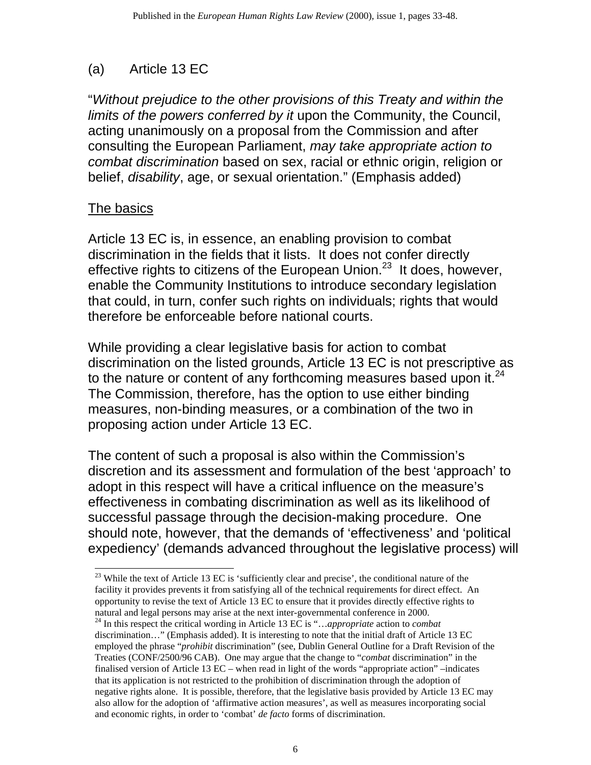## (a) Article 13 EC

"*Without prejudice to the other provisions of this Treaty and within the limits of the powers conferred by it* upon the Community, the Council, acting unanimously on a proposal from the Commission and after consulting the European Parliament, *may take appropriate action to combat discrimination* based on sex, racial or ethnic origin, religion or belief, *disability*, age, or sexual orientation." (Emphasis added)

### The basics

Article 13 EC is, in essence, an enabling provision to combat discrimination in the fields that it lists. It does not confer directly effective rights to citizens of the European Union.[23] It does, however, enable the Community Institutions to introduce secondary legislation that could, in turn, confer such rights on individuals; rights that would therefore be enforceable before national courts.

While providing a clear legislative basis for action to combat discrimination on the listed grounds, Article 13 EC is not prescriptive as to the nature or content of any forthcoming measures based upon it.[24] The Commission, therefore, has the option to use either binding measures, non-binding measures, or a combination of the two in proposing action under Article 13 EC.

The content of such a proposal is also within the Commission's discretion and its assessment and formulation of the best 'approach' to adopt in this respect will have a critical influence on the measure's effectiveness in combating discrimination as well as its likelihood of successful passage through the decision-making procedure. One should note, however, that the demands of 'effectiveness' and 'political expediency' (demands advanced throughout the legislative process) will

---

[23] While the text of Article 13 EC is 'sufficiently clear and precise', the conditional nature of the facility it provides prevents it from satisfying all of the technical requirements for direct effect. An opportunity to revise the text of Article 13 EC to ensure that it provides directly effective rights to natural and legal persons may arise at the next inter-governmental conference in 2000.

[24] In this respect the critical wording in Article 13 EC is "…*appropriate* action to *combat* discrimination…" (Emphasis added). It is interesting to note that the initial draft of Article 13 EC employed the phrase "*prohibit* discrimination" (see, Dublin General Outline for a Draft Revision of the Treaties (CONF/2500/96 CAB). One may argue that the change to "*combat* discrimination" in the finalised version of Article 13 EC – when read in light of the words "appropriate action" –indicates that its application is not restricted to the prohibition of discrimination through the adoption of negative rights alone. It is possible, therefore, that the legislative basis provided by Article 13 EC may also allow for the adoption of 'affirmative action measures', as well as measures incorporating social and economic rights, in order to 'combat' *de facto* forms of discrimination.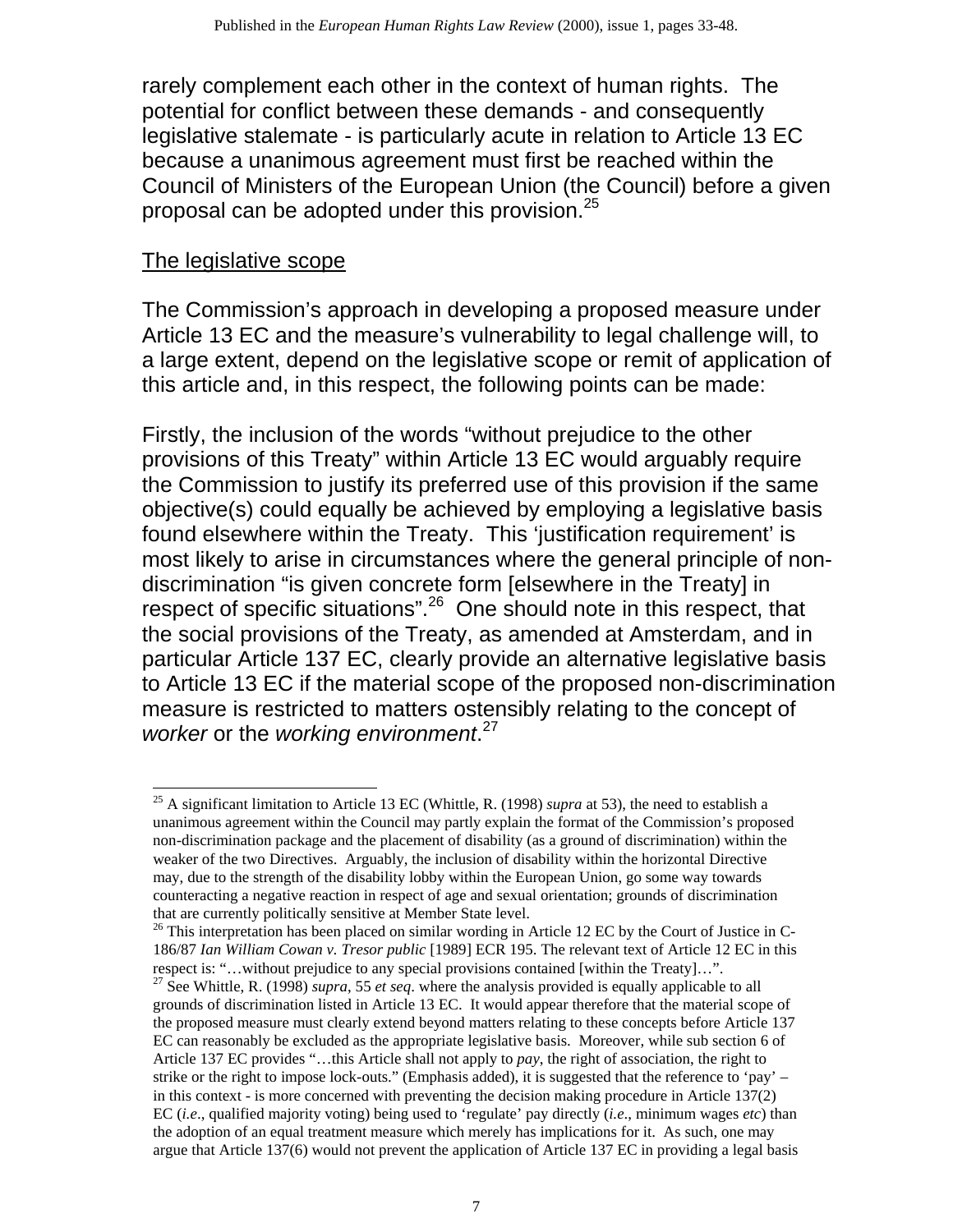rarely complement each other in the context of human rights. The potential for conflict between these demands - and consequently legislative stalemate - is particularly acute in relation to Article 13 EC because a unanimous agreement must first be reached within the Council of Ministers of the European Union (the Council) before a given proposal can be adopted under this provision.[25]

<u>The legislative scope</u>

The Commission's approach in developing a proposed measure under Article 13 EC and the measure's vulnerability to legal challenge will, to a large extent, depend on the legislative scope or remit of application of this article and, in this respect, the following points can be made:

Firstly, the inclusion of the words "without prejudice to the other provisions of this Treaty" within Article 13 EC would arguably require the Commission to justify its preferred use of this provision if the same objective(s) could equally be achieved by employing a legislative basis found elsewhere within the Treaty. This 'justification requirement' is most likely to arise in circumstances where the general principle of non-discrimination "is given concrete form [elsewhere in the Treaty] in respect of specific situations".[26] One should note in this respect, that the social provisions of the Treaty, as amended at Amsterdam, and in particular Article 137 EC, clearly provide an alternative legislative basis to Article 13 EC if the material scope of the proposed non-discrimination measure is restricted to matters ostensibly relating to the concept of *worker* or the *working environment*.[27]

---

[25] A significant limitation to Article 13 EC (Whittle, R. (1998) *supra* at 53), the need to establish a unanimous agreement within the Council may partly explain the format of the Commission's proposed non-discrimination package and the placement of disability (as a ground of discrimination) within the weaker of the two Directives. Arguably, the inclusion of disability within the horizontal Directive may, due to the strength of the disability lobby within the European Union, go some way towards counteracting a negative reaction in respect of age and sexual orientation; grounds of discrimination that are currently politically sensitive at Member State level.

[26] This interpretation has been placed on similar wording in Article 12 EC by the Court of Justice in C-186/87 *Ian William Cowan v. Tresor public* [1989] ECR 195. The relevant text of Article 12 EC in this respect is: "…without prejudice to any special provisions contained [within the Treaty]…".

[27] See Whittle, R. (1998) *supra*, 55 *et seq*. where the analysis provided is equally applicable to all grounds of discrimination listed in Article 13 EC. It would appear therefore that the material scope of the proposed measure must clearly extend beyond matters relating to these concepts before Article 137 EC can reasonably be excluded as the appropriate legislative basis. Moreover, while sub section 6 of Article 137 EC provides "…this Article shall not apply to *pay*, the right of association, the right to strike or the right to impose lock-outs." (Emphasis added), it is suggested that the reference to 'pay' – in this context - is more concerned with preventing the decision making procedure in Article 137(2) EC (*i.e*., qualified majority voting) being used to 'regulate' pay directly (*i.e*., minimum wages *etc*) than the adoption of an equal treatment measure which merely has implications for it. As such, one may argue that Article 137(6) would not prevent the application of Article 137 EC in providing a legal basis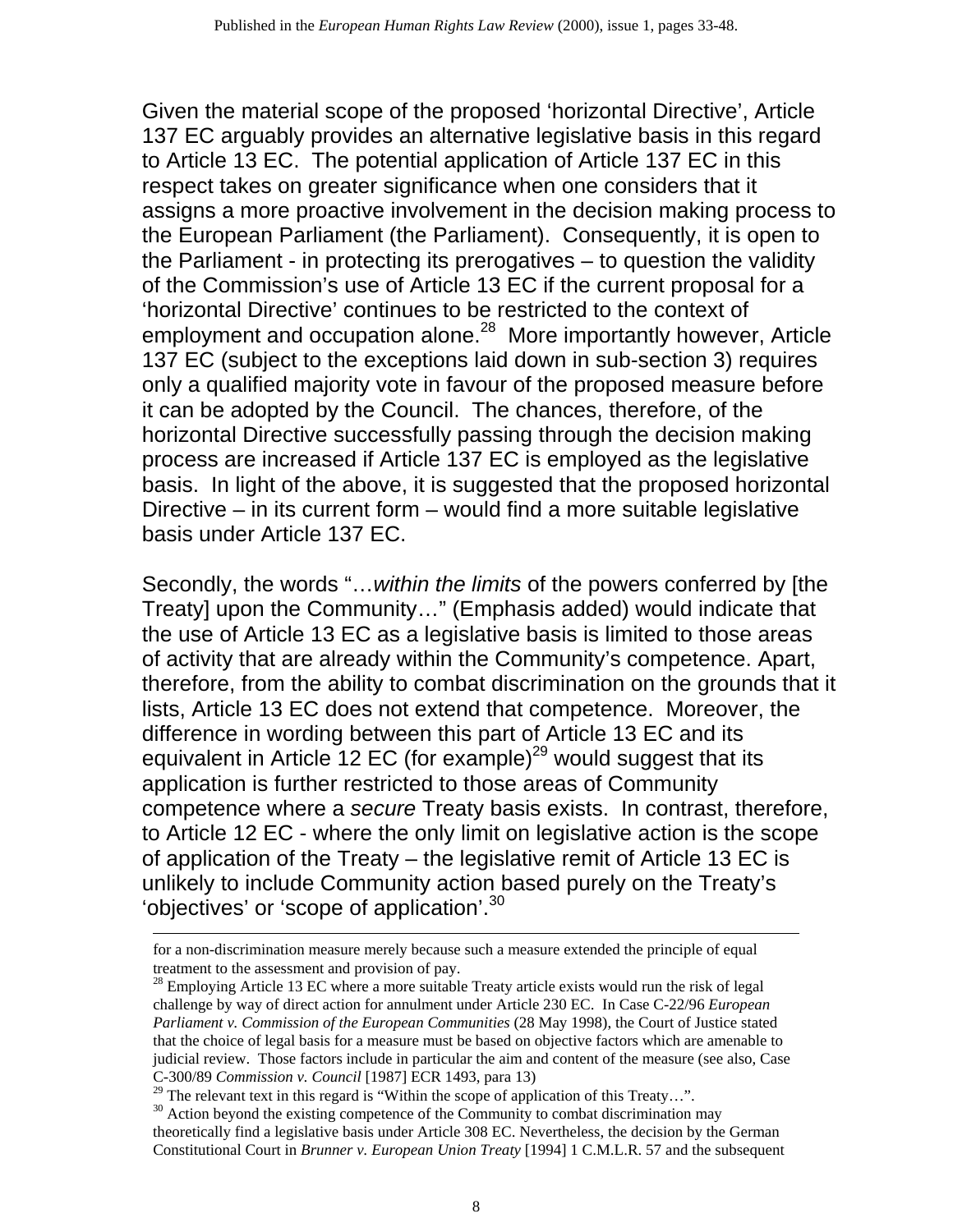Given the material scope of the proposed 'horizontal Directive', Article 137 EC arguably provides an alternative legislative basis in this regard to Article 13 EC. The potential application of Article 137 EC in this respect takes on greater significance when one considers that it assigns a more proactive involvement in the decision making process to the European Parliament (the Parliament). Consequently, it is open to the Parliament - in protecting its prerogatives – to question the validity of the Commission's use of Article 13 EC if the current proposal for a 'horizontal Directive' continues to be restricted to the context of employment and occupation alone.[28] More importantly however, Article 137 EC (subject to the exceptions laid down in sub-section 3) requires only a qualified majority vote in favour of the proposed measure before it can be adopted by the Council. The chances, therefore, of the horizontal Directive successfully passing through the decision making process are increased if Article 137 EC is employed as the legislative basis. In light of the above, it is suggested that the proposed horizontal Directive – in its current form – would find a more suitable legislative basis under Article 137 EC.

Secondly, the words "…*within the limits* of the powers conferred by [the Treaty] upon the Community…" (Emphasis added) would indicate that the use of Article 13 EC as a legislative basis is limited to those areas of activity that are already within the Community's competence. Apart, therefore, from the ability to combat discrimination on the grounds that it lists, Article 13 EC does not extend that competence. Moreover, the difference in wording between this part of Article 13 EC and its equivalent in Article 12 EC (for example)[29] would suggest that its application is further restricted to those areas of Community competence where a *secure* Treaty basis exists. In contrast, therefore, to Article 12 EC - where the only limit on legislative action is the scope of application of the Treaty – the legislative remit of Article 13 EC is unlikely to include Community action based purely on the Treaty's 'objectives' or 'scope of application'.[30]

---

for a non-discrimination measure merely because such a measure extended the principle of equal treatment to the assessment and provision of pay.

[28] Employing Article 13 EC where a more suitable Treaty article exists would run the risk of legal challenge by way of direct action for annulment under Article 230 EC. In Case C-22/96 *European Parliament v. Commission of the European Communities* (28 May 1998), the Court of Justice stated that the choice of legal basis for a measure must be based on objective factors which are amenable to judicial review. Those factors include in particular the aim and content of the measure (see also, Case C-300/89 *Commission v. Council* [1987] ECR 1493, para 13)

[29] The relevant text in this regard is "Within the scope of application of this Treaty…".

[30] Action beyond the existing competence of the Community to combat discrimination may theoretically find a legislative basis under Article 308 EC. Nevertheless, the decision by the German Constitutional Court in *Brunner v. European Union Treaty* [1994] 1 C.M.L.R. 57 and the subsequent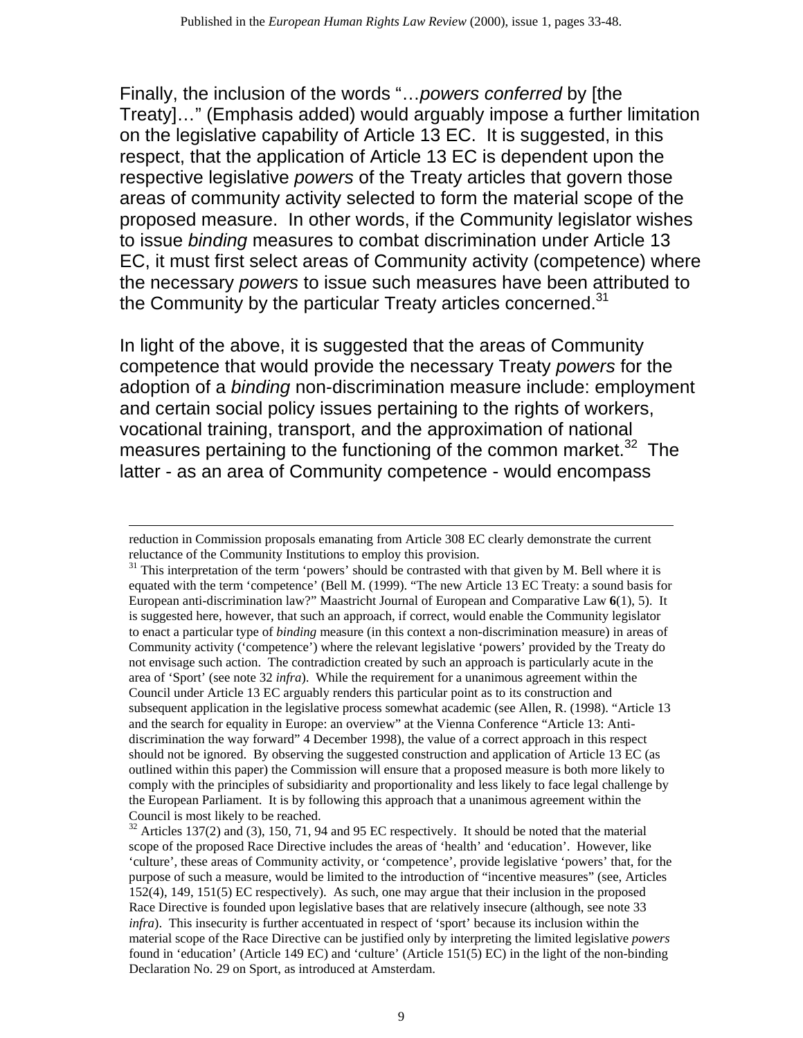Finally, the inclusion of the words "…*powers conferred* by [the Treaty]…" (Emphasis added) would arguably impose a further limitation on the legislative capability of Article 13 EC. It is suggested, in this respect, that the application of Article 13 EC is dependent upon the respective legislative *powers* of the Treaty articles that govern those areas of community activity selected to form the material scope of the proposed measure. In other words, if the Community legislator wishes to issue *binding* measures to combat discrimination under Article 13 EC, it must first select areas of Community activity (competence) where the necessary *powers* to issue such measures have been attributed to the Community by the particular Treaty articles concerned.[31]

In light of the above, it is suggested that the areas of Community competence that would provide the necessary Treaty *powers* for the adoption of a *binding* non-discrimination measure include: employment and certain social policy issues pertaining to the rights of workers, vocational training, transport, and the approximation of national measures pertaining to the functioning of the common market.[32] The latter - as an area of Community competence - would encompass

---

reduction in Commission proposals emanating from Article 308 EC clearly demonstrate the current reluctance of the Community Institutions to employ this provision.

[31] This interpretation of the term 'powers' should be contrasted with that given by M. Bell where it is equated with the term 'competence' (Bell M. (1999). "The new Article 13 EC Treaty: a sound basis for European anti-discrimination law?" Maastricht Journal of European and Comparative Law **6**(1), 5). It is suggested here, however, that such an approach, if correct, would enable the Community legislator to enact a particular type of *binding* measure (in this context a non-discrimination measure) in areas of Community activity ('competence') where the relevant legislative 'powers' provided by the Treaty do not envisage such action. The contradiction created by such an approach is particularly acute in the area of 'Sport' (see note 32 *infra*). While the requirement for a unanimous agreement within the Council under Article 13 EC arguably renders this particular point as to its construction and subsequent application in the legislative process somewhat academic (see Allen, R. (1998). "Article 13 and the search for equality in Europe: an overview" at the Vienna Conference "Article 13: Anti-discrimination the way forward" 4 December 1998), the value of a correct approach in this respect should not be ignored. By observing the suggested construction and application of Article 13 EC (as outlined within this paper) the Commission will ensure that a proposed measure is both more likely to comply with the principles of subsidiarity and proportionality and less likely to face legal challenge by the European Parliament. It is by following this approach that a unanimous agreement within the Council is most likely to be reached.

[32] Articles 137(2) and (3), 150, 71, 94 and 95 EC respectively. It should be noted that the material scope of the proposed Race Directive includes the areas of 'health' and 'education'. However, like 'culture', these areas of Community activity, or 'competence', provide legislative 'powers' that, for the purpose of such a measure, would be limited to the introduction of "incentive measures" (see, Articles 152(4), 149, 151(5) EC respectively). As such, one may argue that their inclusion in the proposed Race Directive is founded upon legislative bases that are relatively insecure (although, see note 33 *infra*). This insecurity is further accentuated in respect of 'sport' because its inclusion within the material scope of the Race Directive can be justified only by interpreting the limited legislative *powers* found in 'education' (Article 149 EC) and 'culture' (Article 151(5) EC) in the light of the non-binding Declaration No. 29 on Sport, as introduced at Amsterdam.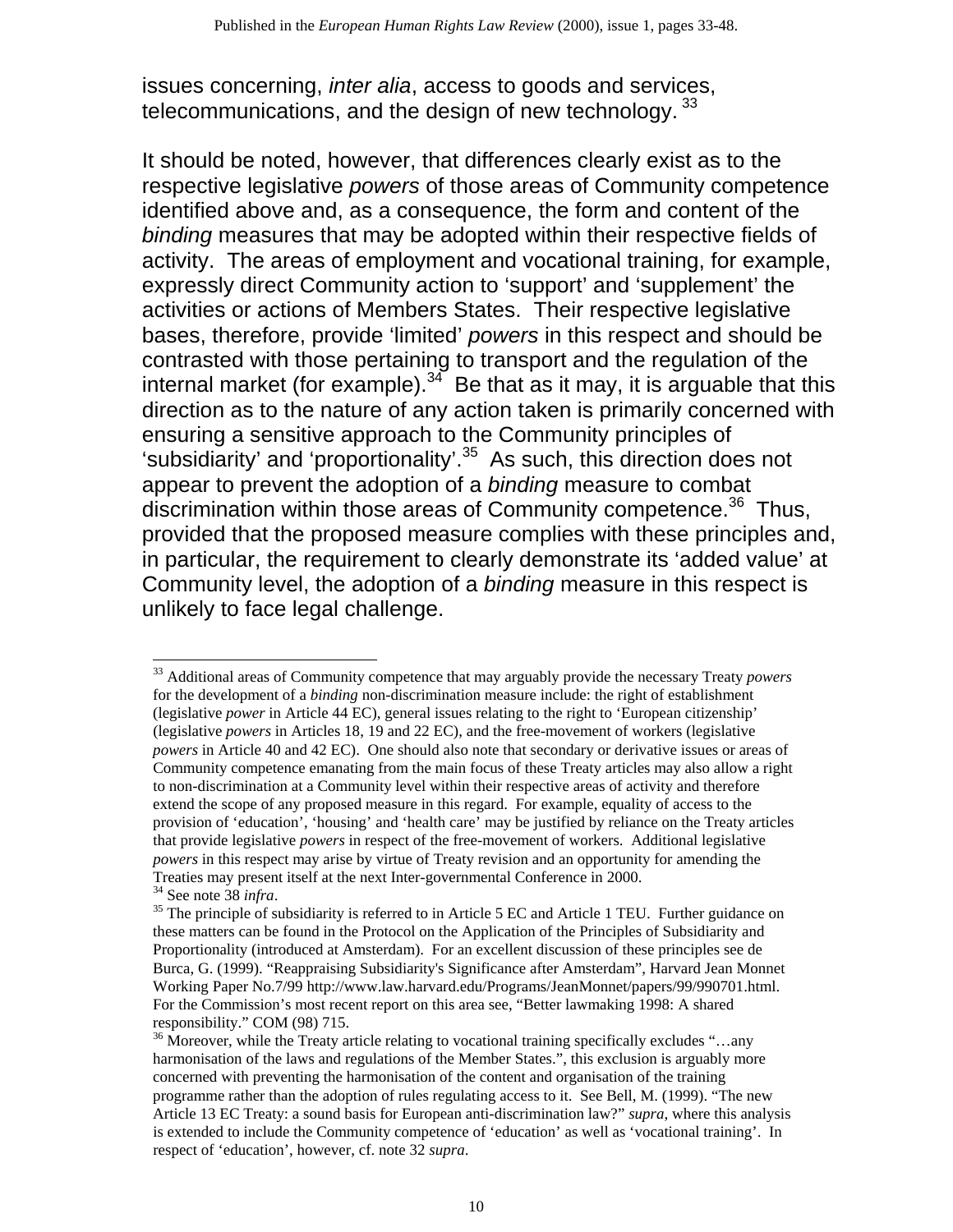issues concerning, *inter alia*, access to goods and services, telecommunications, and the design of new technology.[33]

It should be noted, however, that differences clearly exist as to the respective legislative *powers* of those areas of Community competence identified above and, as a consequence, the form and content of the *binding* measures that may be adopted within their respective fields of activity. The areas of employment and vocational training, for example, expressly direct Community action to 'support' and 'supplement' the activities or actions of Members States. Their respective legislative bases, therefore, provide 'limited' *powers* in this respect and should be contrasted with those pertaining to transport and the regulation of the internal market (for example).[34] Be that as it may, it is arguable that this direction as to the nature of any action taken is primarily concerned with ensuring a sensitive approach to the Community principles of 'subsidiarity' and 'proportionality'.[35] As such, this direction does not appear to prevent the adoption of a *binding* measure to combat discrimination within those areas of Community competence.[36] Thus, provided that the proposed measure complies with these principles and, in particular, the requirement to clearly demonstrate its 'added value' at Community level, the adoption of a *binding* measure in this respect is unlikely to face legal challenge.

---

[33] Additional areas of Community competence that may arguably provide the necessary Treaty *powers* for the development of a *binding* non-discrimination measure include: the right of establishment (legislative *power* in Article 44 EC), general issues relating to the right to 'European citizenship' (legislative *powers* in Articles 18, 19 and 22 EC), and the free-movement of workers (legislative *powers* in Article 40 and 42 EC). One should also note that secondary or derivative issues or areas of Community competence emanating from the main focus of these Treaty articles may also allow a right to non-discrimination at a Community level within their respective areas of activity and therefore extend the scope of any proposed measure in this regard. For example, equality of access to the provision of 'education', 'housing' and 'health care' may be justified by reliance on the Treaty articles that provide legislative *powers* in respect of the free-movement of workers. Additional legislative *powers* in this respect may arise by virtue of Treaty revision and an opportunity for amending the Treaties may present itself at the next Inter-governmental Conference in 2000.

[34] See note 38 *infra*.

[35] The principle of subsidiarity is referred to in Article 5 EC and Article 1 TEU. Further guidance on these matters can be found in the Protocol on the Application of the Principles of Subsidiarity and Proportionality (introduced at Amsterdam). For an excellent discussion of these principles see de Burca, G. (1999). "Reappraising Subsidiarity's Significance after Amsterdam", Harvard Jean Monnet Working Paper No.7/99 http://www.law.harvard.edu/Programs/JeanMonnet/papers/99/990701.html. For the Commission's most recent report on this area see, "Better lawmaking 1998: A shared responsibility." COM (98) 715.

[36] Moreover, while the Treaty article relating to vocational training specifically excludes "…any harmonisation of the laws and regulations of the Member States.", this exclusion is arguably more concerned with preventing the harmonisation of the content and organisation of the training programme rather than the adoption of rules regulating access to it. See Bell, M. (1999). "The new Article 13 EC Treaty: a sound basis for European anti-discrimination law?" *supra*, where this analysis is extended to include the Community competence of 'education' as well as 'vocational training'. In respect of 'education', however, cf. note 32 *supra*.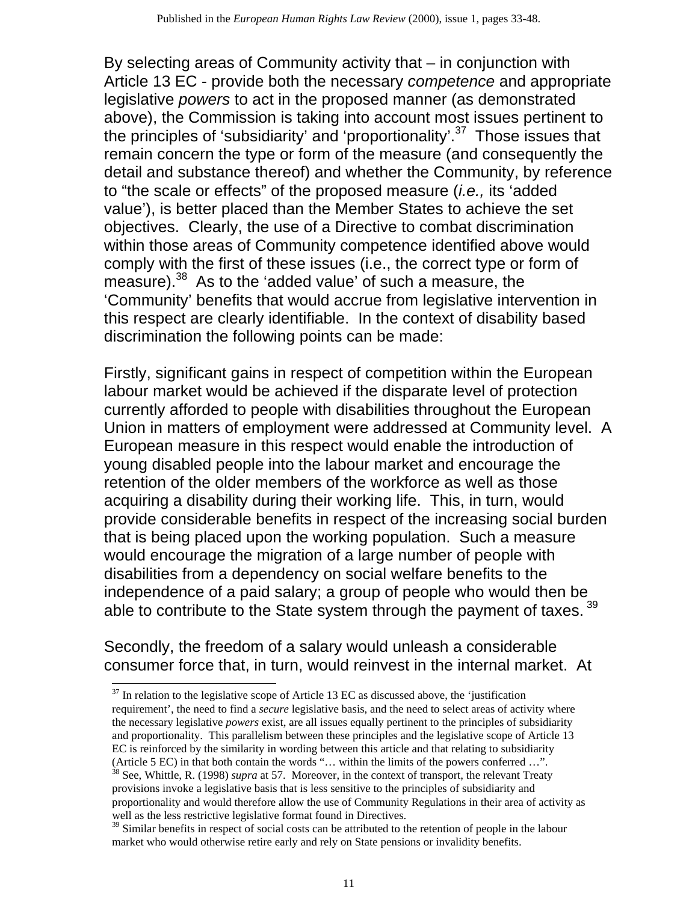By selecting areas of Community activity that – in conjunction with Article 13 EC - provide both the necessary *competence* and appropriate legislative *powers* to act in the proposed manner (as demonstrated above), the Commission is taking into account most issues pertinent to the principles of 'subsidiarity' and 'proportionality'.[37] Those issues that remain concern the type or form of the measure (and consequently the detail and substance thereof) and whether the Community, by reference to "the scale or effects" of the proposed measure (*i.e.,* its 'added value'), is better placed than the Member States to achieve the set objectives. Clearly, the use of a Directive to combat discrimination within those areas of Community competence identified above would comply with the first of these issues (i.e., the correct type or form of measure).[38] As to the 'added value' of such a measure, the 'Community' benefits that would accrue from legislative intervention in this respect are clearly identifiable. In the context of disability based discrimination the following points can be made:

Firstly, significant gains in respect of competition within the European labour market would be achieved if the disparate level of protection currently afforded to people with disabilities throughout the European Union in matters of employment were addressed at Community level. A European measure in this respect would enable the introduction of young disabled people into the labour market and encourage the retention of the older members of the workforce as well as those acquiring a disability during their working life. This, in turn, would provide considerable benefits in respect of the increasing social burden that is being placed upon the working population. Such a measure would encourage the migration of a large number of people with disabilities from a dependency on social welfare benefits to the independence of a paid salary; a group of people who would then be able to contribute to the State system through the payment of taxes.[39]

Secondly, the freedom of a salary would unleash a considerable consumer force that, in turn, would reinvest in the internal market. At

---

[37] In relation to the legislative scope of Article 13 EC as discussed above, the 'justification requirement', the need to find a *secure* legislative basis, and the need to select areas of activity where the necessary legislative *powers* exist, are all issues equally pertinent to the principles of subsidiarity and proportionality. This parallelism between these principles and the legislative scope of Article 13 EC is reinforced by the similarity in wording between this article and that relating to subsidiarity (Article 5 EC) in that both contain the words "… within the limits of the powers conferred …".

[38] See, Whittle, R. (1998) *supra* at 57. Moreover, in the context of transport, the relevant Treaty provisions invoke a legislative basis that is less sensitive to the principles of subsidiarity and proportionality and would therefore allow the use of Community Regulations in their area of activity as well as the less restrictive legislative format found in Directives.

[39] Similar benefits in respect of social costs can be attributed to the retention of people in the labour market who would otherwise retire early and rely on State pensions or invalidity benefits.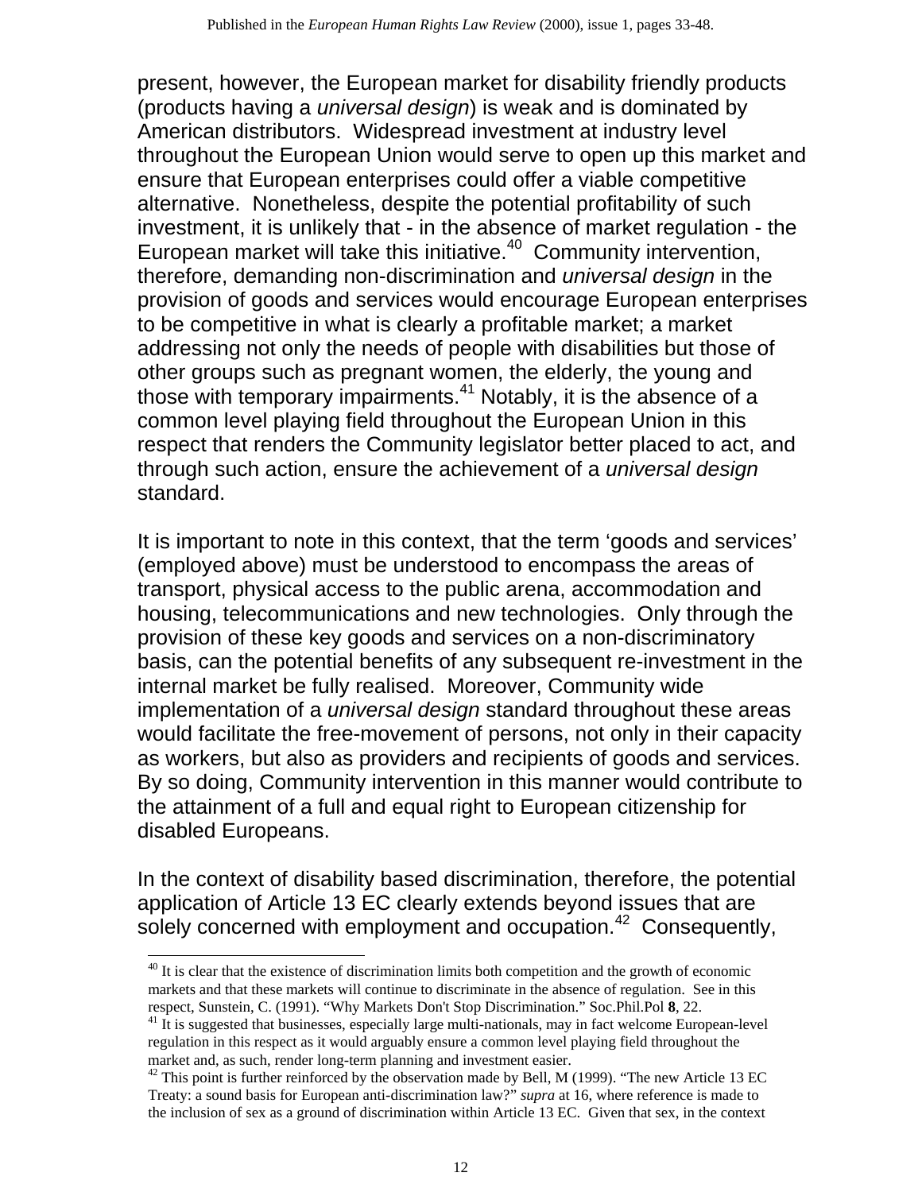present, however, the European market for disability friendly products (products having a *universal design*) is weak and is dominated by American distributors. Widespread investment at industry level throughout the European Union would serve to open up this market and ensure that European enterprises could offer a viable competitive alternative. Nonetheless, despite the potential profitability of such investment, it is unlikely that - in the absence of market regulation - the European market will take this initiative.[40] Community intervention, therefore, demanding non-discrimination and *universal design* in the provision of goods and services would encourage European enterprises to be competitive in what is clearly a profitable market; a market addressing not only the needs of people with disabilities but those of other groups such as pregnant women, the elderly, the young and those with temporary impairments.[41] Notably, it is the absence of a common level playing field throughout the European Union in this respect that renders the Community legislator better placed to act, and through such action, ensure the achievement of a *universal design* standard.

It is important to note in this context, that the term 'goods and services' (employed above) must be understood to encompass the areas of transport, physical access to the public arena, accommodation and housing, telecommunications and new technologies. Only through the provision of these key goods and services on a non-discriminatory basis, can the potential benefits of any subsequent re-investment in the internal market be fully realised. Moreover, Community wide implementation of a *universal design* standard throughout these areas would facilitate the free-movement of persons, not only in their capacity as workers, but also as providers and recipients of goods and services. By so doing, Community intervention in this manner would contribute to the attainment of a full and equal right to European citizenship for disabled Europeans.

In the context of disability based discrimination, therefore, the potential application of Article 13 EC clearly extends beyond issues that are solely concerned with employment and occupation.[42] Consequently,

---

[40] It is clear that the existence of discrimination limits both competition and the growth of economic markets and that these markets will continue to discriminate in the absence of regulation. See in this respect, Sunstein, C. (1991). "Why Markets Don't Stop Discrimination." Soc.Phil.Pol **8**, 22.

[41] It is suggested that businesses, especially large multi-nationals, may in fact welcome European-level regulation in this respect as it would arguably ensure a common level playing field throughout the market and, as such, render long-term planning and investment easier.

[42] This point is further reinforced by the observation made by Bell, M (1999). "The new Article 13 EC Treaty: a sound basis for European anti-discrimination law?" *supra* at 16, where reference is made to the inclusion of sex as a ground of discrimination within Article 13 EC. Given that sex, in the context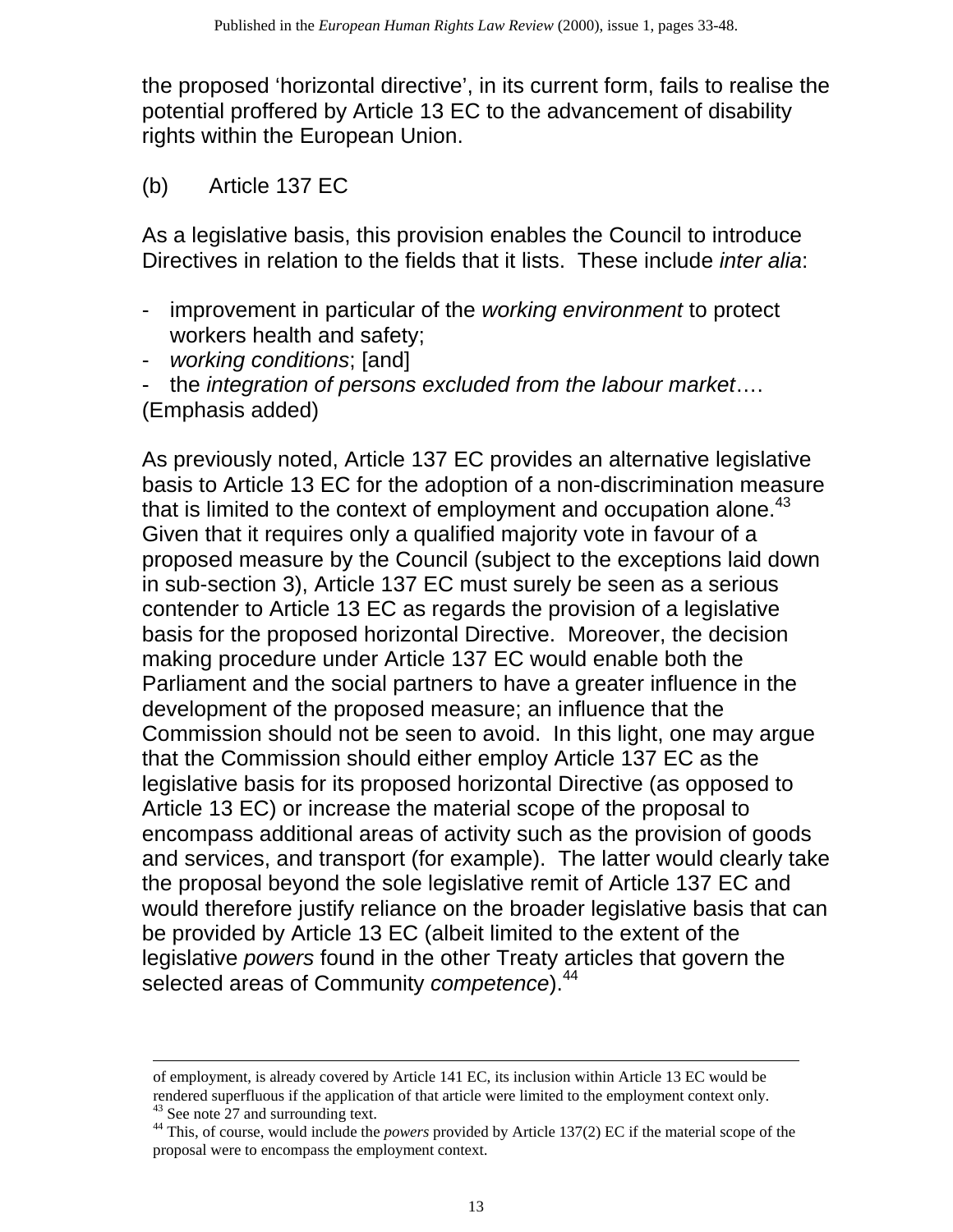the proposed 'horizontal directive', in its current form, fails to realise the potential proffered by Article 13 EC to the advancement of disability rights within the European Union.

(b) Article 137 EC

As a legislative basis, this provision enables the Council to introduce Directives in relation to the fields that it lists. These include *inter alia*:

- improvement in particular of the *working environment* to protect workers health and safety;
- *working conditions*; [and]
- the *integration of persons excluded from the labour market*….

(Emphasis added)

As previously noted, Article 137 EC provides an alternative legislative basis to Article 13 EC for the adoption of a non-discrimination measure that is limited to the context of employment and occupation alone.[43] Given that it requires only a qualified majority vote in favour of a proposed measure by the Council (subject to the exceptions laid down in sub-section 3), Article 137 EC must surely be seen as a serious contender to Article 13 EC as regards the provision of a legislative basis for the proposed horizontal Directive. Moreover, the decision making procedure under Article 137 EC would enable both the Parliament and the social partners to have a greater influence in the development of the proposed measure; an influence that the Commission should not be seen to avoid. In this light, one may argue that the Commission should either employ Article 137 EC as the legislative basis for its proposed horizontal Directive (as opposed to Article 13 EC) or increase the material scope of the proposal to encompass additional areas of activity such as the provision of goods and services, and transport (for example). The latter would clearly take the proposal beyond the sole legislative remit of Article 137 EC and would therefore justify reliance on the broader legislative basis that can be provided by Article 13 EC (albeit limited to the extent of the legislative *powers* found in the other Treaty articles that govern the selected areas of Community *competence*).[44]

---

of employment, is already covered by Article 141 EC, its inclusion within Article 13 EC would be rendered superfluous if the application of that article were limited to the employment context only.

[43] See note 27 and surrounding text.

[44] This, of course, would include the *powers* provided by Article 137(2) EC if the material scope of the proposal were to encompass the employment context.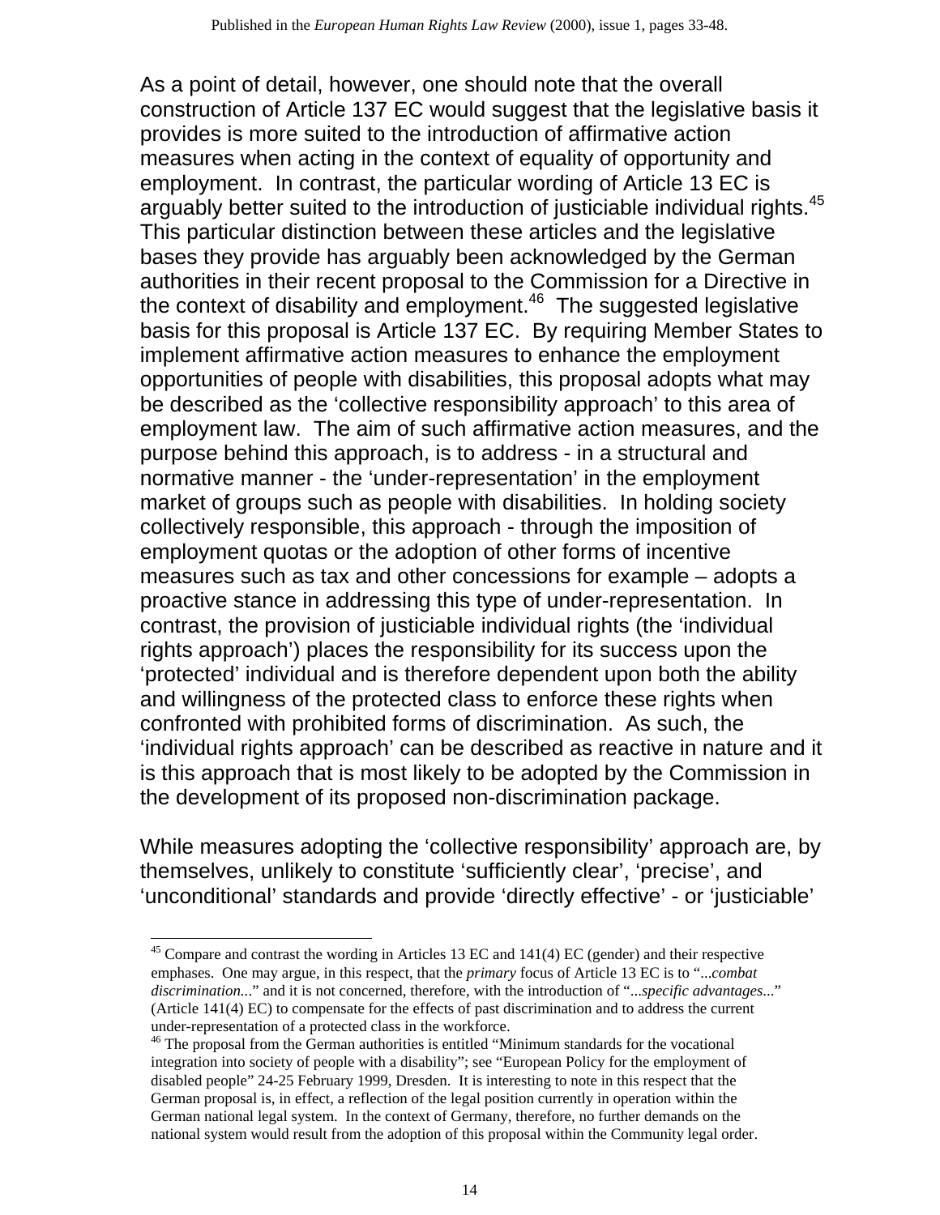As a point of detail, however, one should note that the overall construction of Article 137 EC would suggest that the legislative basis it provides is more suited to the introduction of affirmative action measures when acting in the context of equality of opportunity and employment. In contrast, the particular wording of Article 13 EC is arguably better suited to the introduction of justiciable individual rights.[45] This particular distinction between these articles and the legislative bases they provide has arguably been acknowledged by the German authorities in their recent proposal to the Commission for a Directive in the context of disability and employment.[46] The suggested legislative basis for this proposal is Article 137 EC. By requiring Member States to implement affirmative action measures to enhance the employment opportunities of people with disabilities, this proposal adopts what may be described as the 'collective responsibility approach' to this area of employment law. The aim of such affirmative action measures, and the purpose behind this approach, is to address - in a structural and normative manner - the 'under-representation' in the employment market of groups such as people with disabilities. In holding society collectively responsible, this approach - through the imposition of employment quotas or the adoption of other forms of incentive measures such as tax and other concessions for example – adopts a proactive stance in addressing this type of under-representation. In contrast, the provision of justiciable individual rights (the 'individual rights approach') places the responsibility for its success upon the 'protected' individual and is therefore dependent upon both the ability and willingness of the protected class to enforce these rights when confronted with prohibited forms of discrimination. As such, the 'individual rights approach' can be described as reactive in nature and it is this approach that is most likely to be adopted by the Commission in the development of its proposed non-discrimination package.

While measures adopting the 'collective responsibility' approach are, by themselves, unlikely to constitute 'sufficiently clear', 'precise', and 'unconditional' standards and provide 'directly effective' - or 'justiciable'

---

[45] Compare and contrast the wording in Articles 13 EC and 141(4) EC (gender) and their respective emphases. One may argue, in this respect, that the *primary* focus of Article 13 EC is to "...*combat discrimination*..." and it is not concerned, therefore, with the introduction of "...*specific advantages*..." (Article 141(4) EC) to compensate for the effects of past discrimination and to address the current under-representation of a protected class in the workforce.

[46] The proposal from the German authorities is entitled "Minimum standards for the vocational integration into society of people with a disability"; see "European Policy for the employment of disabled people" 24-25 February 1999, Dresden. It is interesting to note in this respect that the German proposal is, in effect, a reflection of the legal position currently in operation within the German national legal system. In the context of Germany, therefore, no further demands on the national system would result from the adoption of this proposal within the Community legal order.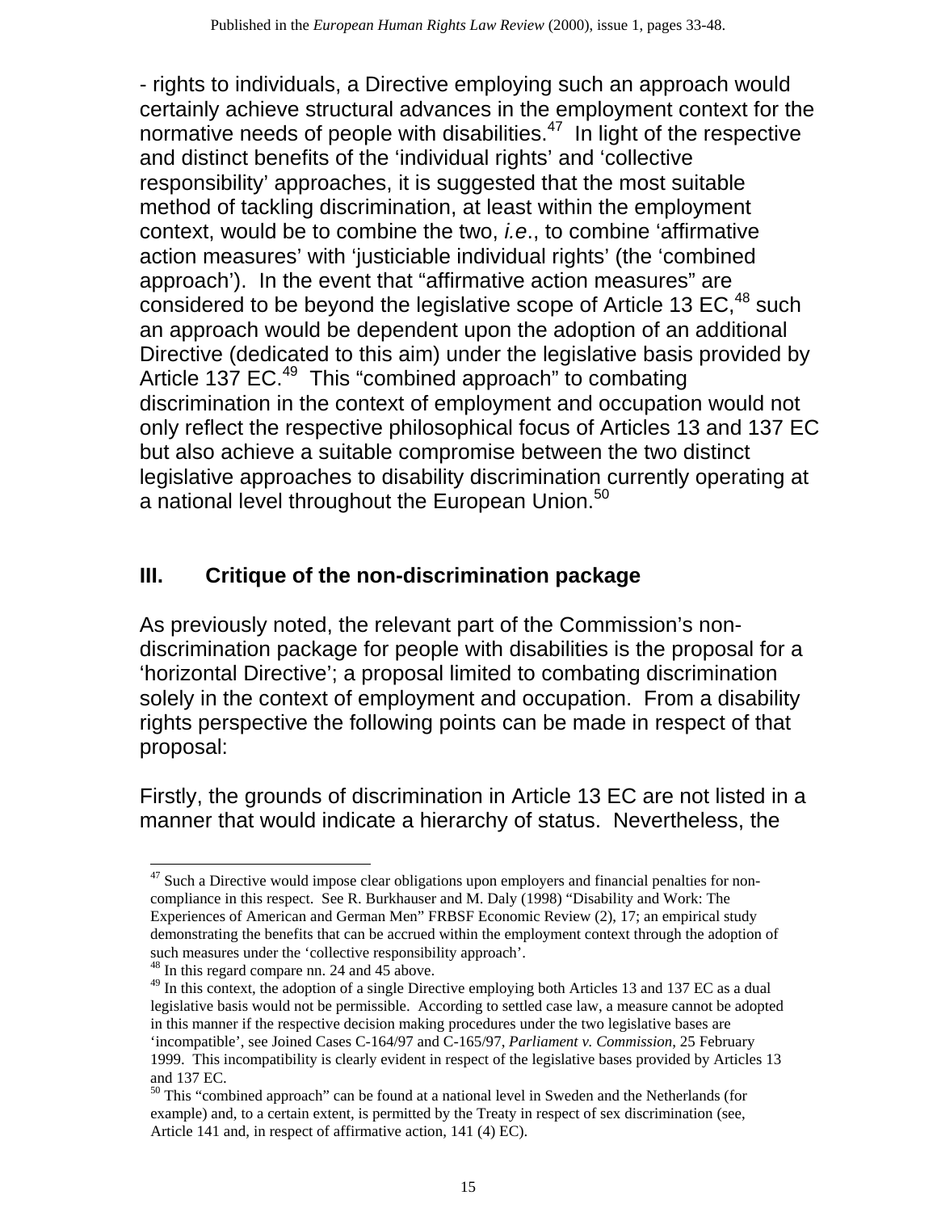- rights to individuals, a Directive employing such an approach would certainly achieve structural advances in the employment context for the normative needs of people with disabilities.[47] In light of the respective and distinct benefits of the 'individual rights' and 'collective responsibility' approaches, it is suggested that the most suitable method of tackling discrimination, at least within the employment context, would be to combine the two, *i.e*., to combine 'affirmative action measures' with 'justiciable individual rights' (the 'combined approach'). In the event that "affirmative action measures" are considered to be beyond the legislative scope of Article 13 EC,[48] such an approach would be dependent upon the adoption of an additional Directive (dedicated to this aim) under the legislative basis provided by Article 137 EC.[49] This "combined approach" to combating discrimination in the context of employment and occupation would not only reflect the respective philosophical focus of Articles 13 and 137 EC but also achieve a suitable compromise between the two distinct legislative approaches to disability discrimination currently operating at a national level throughout the European Union.[50]

## III. Critique of the non-discrimination package

As previously noted, the relevant part of the Commission's non-discrimination package for people with disabilities is the proposal for a 'horizontal Directive'; a proposal limited to combating discrimination solely in the context of employment and occupation. From a disability rights perspective the following points can be made in respect of that proposal:

Firstly, the grounds of discrimination in Article 13 EC are not listed in a manner that would indicate a hierarchy of status. Nevertheless, the

---

[47] Such a Directive would impose clear obligations upon employers and financial penalties for non-compliance in this respect. See R. Burkhauser and M. Daly (1998) "Disability and Work: The Experiences of American and German Men" FRBSF Economic Review (2), 17; an empirical study demonstrating the benefits that can be accrued within the employment context through the adoption of such measures under the 'collective responsibility approach'.

[48] In this regard compare nn. 24 and 45 above.

[49] In this context, the adoption of a single Directive employing both Articles 13 and 137 EC as a dual legislative basis would not be permissible. According to settled case law, a measure cannot be adopted in this manner if the respective decision making procedures under the two legislative bases are 'incompatible', see Joined Cases C-164/97 and C-165/97, *Parliament v. Commission*, 25 February 1999. This incompatibility is clearly evident in respect of the legislative bases provided by Articles 13 and 137 EC.

[50] This "combined approach" can be found at a national level in Sweden and the Netherlands (for example) and, to a certain extent, is permitted by the Treaty in respect of sex discrimination (see, Article 141 and, in respect of affirmative action, 141 (4) EC).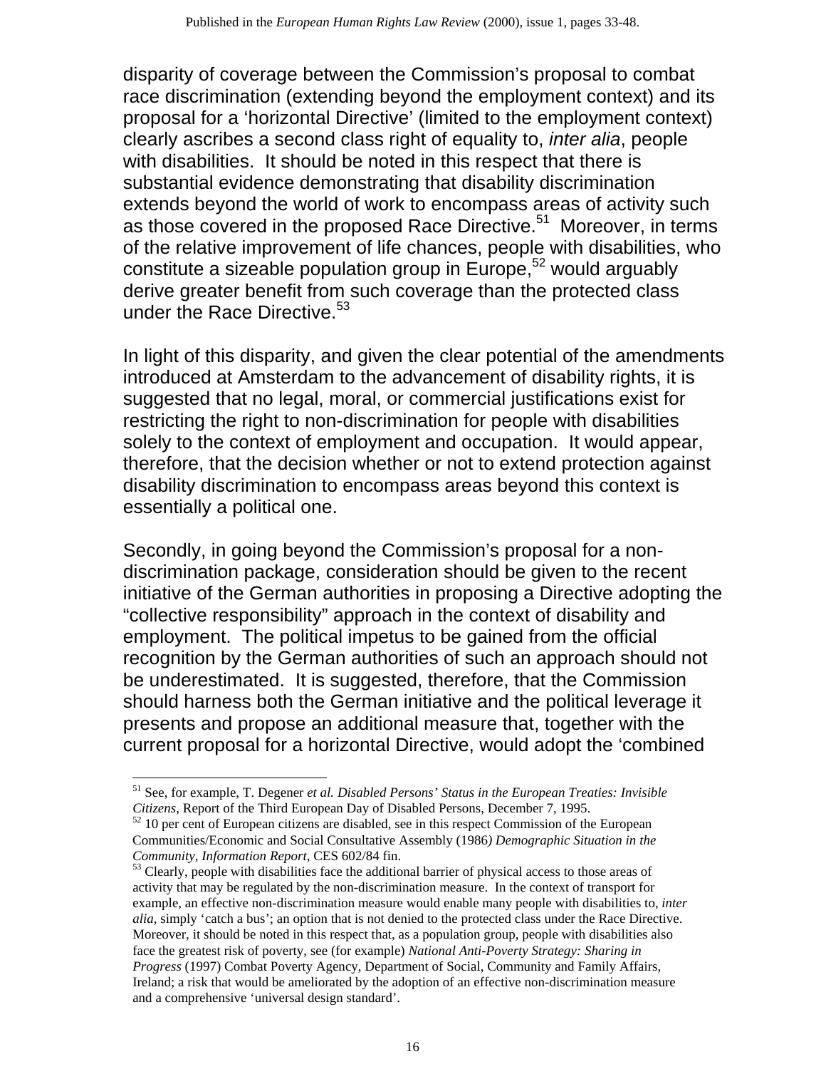disparity of coverage between the Commission's proposal to combat race discrimination (extending beyond the employment context) and its proposal for a 'horizontal Directive' (limited to the employment context) clearly ascribes a second class right of equality to, *inter alia*, people with disabilities. It should be noted in this respect that there is substantial evidence demonstrating that disability discrimination extends beyond the world of work to encompass areas of activity such as those covered in the proposed Race Directive.[51] Moreover, in terms of the relative improvement of life chances, people with disabilities, who constitute a sizeable population group in Europe,[52] would arguably derive greater benefit from such coverage than the protected class under the Race Directive.[53]

In light of this disparity, and given the clear potential of the amendments introduced at Amsterdam to the advancement of disability rights, it is suggested that no legal, moral, or commercial justifications exist for restricting the right to non-discrimination for people with disabilities solely to the context of employment and occupation. It would appear, therefore, that the decision whether or not to extend protection against disability discrimination to encompass areas beyond this context is essentially a political one.

Secondly, in going beyond the Commission's proposal for a non-discrimination package, consideration should be given to the recent initiative of the German authorities in proposing a Directive adopting the "collective responsibility" approach in the context of disability and employment. The political impetus to be gained from the official recognition by the German authorities of such an approach should not be underestimated. It is suggested, therefore, that the Commission should harness both the German initiative and the political leverage it presents and propose an additional measure that, together with the current proposal for a horizontal Directive, would adopt the 'combined

---

[51] See, for example, T. Degener *et al. Disabled Persons' Status in the European Treaties: Invisible Citizens*, Report of the Third European Day of Disabled Persons, December 7, 1995.

[52] 10 per cent of European citizens are disabled, see in this respect Commission of the European Communities/Economic and Social Consultative Assembly (1986*) Demographic Situation in the Community, Information Report*, CES 602/84 fin.

[53] Clearly, people with disabilities face the additional barrier of physical access to those areas of activity that may be regulated by the non-discrimination measure. In the context of transport for example, an effective non-discrimination measure would enable many people with disabilities to, *inter alia*, simply 'catch a bus'; an option that is not denied to the protected class under the Race Directive. Moreover, it should be noted in this respect that, as a population group, people with disabilities also face the greatest risk of poverty, see (for example) *National Anti-Poverty Strategy: Sharing in Progress* (1997) Combat Poverty Agency, Department of Social, Community and Family Affairs, Ireland; a risk that would be ameliorated by the adoption of an effective non-discrimination measure and a comprehensive 'universal design standard'.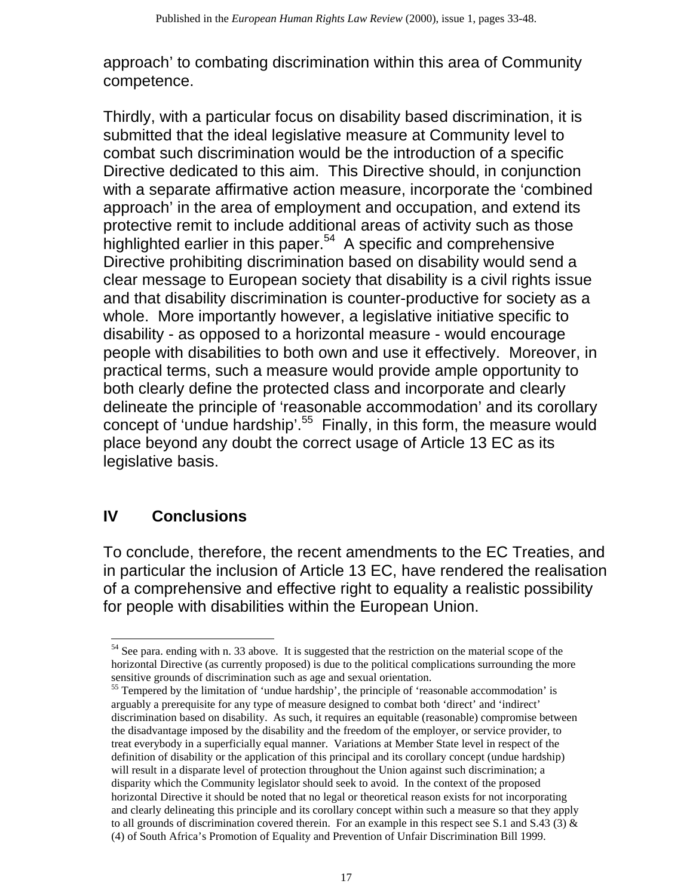approach' to combating discrimination within this area of Community competence.

Thirdly, with a particular focus on disability based discrimination, it is submitted that the ideal legislative measure at Community level to combat such discrimination would be the introduction of a specific Directive dedicated to this aim. This Directive should, in conjunction with a separate affirmative action measure, incorporate the 'combined approach' in the area of employment and occupation, and extend its protective remit to include additional areas of activity such as those highlighted earlier in this paper.[54] A specific and comprehensive Directive prohibiting discrimination based on disability would send a clear message to European society that disability is a civil rights issue and that disability discrimination is counter-productive for society as a whole. More importantly however, a legislative initiative specific to disability - as opposed to a horizontal measure - would encourage people with disabilities to both own and use it effectively. Moreover, in practical terms, such a measure would provide ample opportunity to both clearly define the protected class and incorporate and clearly delineate the principle of 'reasonable accommodation' and its corollary concept of 'undue hardship'.[55] Finally, in this form, the measure would place beyond any doubt the correct usage of Article 13 EC as its legislative basis.

## IV Conclusions

To conclude, therefore, the recent amendments to the EC Treaties, and in particular the inclusion of Article 13 EC, have rendered the realisation of a comprehensive and effective right to equality a realistic possibility for people with disabilities within the European Union.

---

[54] See para. ending with n. 33 above. It is suggested that the restriction on the material scope of the horizontal Directive (as currently proposed) is due to the political complications surrounding the more sensitive grounds of discrimination such as age and sexual orientation.

[55] Tempered by the limitation of 'undue hardship', the principle of 'reasonable accommodation' is arguably a prerequisite for any type of measure designed to combat both 'direct' and 'indirect' discrimination based on disability. As such, it requires an equitable (reasonable) compromise between the disadvantage imposed by the disability and the freedom of the employer, or service provider, to treat everybody in a superficially equal manner. Variations at Member State level in respect of the definition of disability or the application of this principal and its corollary concept (undue hardship) will result in a disparate level of protection throughout the Union against such discrimination; a disparity which the Community legislator should seek to avoid. In the context of the proposed horizontal Directive it should be noted that no legal or theoretical reason exists for not incorporating and clearly delineating this principle and its corollary concept within such a measure so that they apply to all grounds of discrimination covered therein. For an example in this respect see S.1 and S.43 (3) & (4) of South Africa's Promotion of Equality and Prevention of Unfair Discrimination Bill 1999.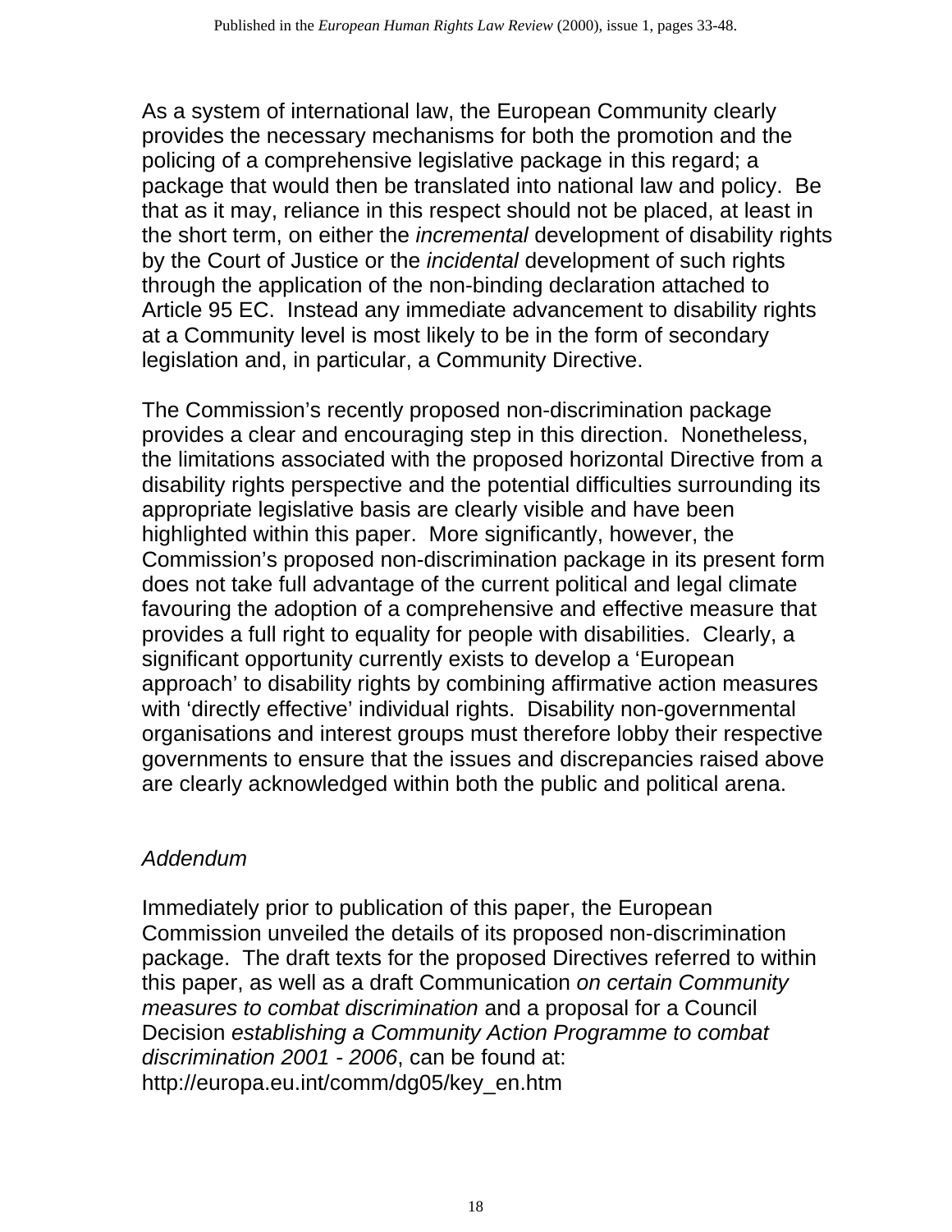As a system of international law, the European Community clearly provides the necessary mechanisms for both the promotion and the policing of a comprehensive legislative package in this regard; a package that would then be translated into national law and policy. Be that as it may, reliance in this respect should not be placed, at least in the short term, on either the *incremental* development of disability rights by the Court of Justice or the *incidental* development of such rights through the application of the non-binding declaration attached to Article 95 EC. Instead any immediate advancement to disability rights at a Community level is most likely to be in the form of secondary legislation and, in particular, a Community Directive.

The Commission's recently proposed non-discrimination package provides a clear and encouraging step in this direction. Nonetheless, the limitations associated with the proposed horizontal Directive from a disability rights perspective and the potential difficulties surrounding its appropriate legislative basis are clearly visible and have been highlighted within this paper. More significantly, however, the Commission's proposed non-discrimination package in its present form does not take full advantage of the current political and legal climate favouring the adoption of a comprehensive and effective measure that provides a full right to equality for people with disabilities. Clearly, a significant opportunity currently exists to develop a 'European approach' to disability rights by combining affirmative action measures with 'directly effective' individual rights. Disability non-governmental organisations and interest groups must therefore lobby their respective governments to ensure that the issues and discrepancies raised above are clearly acknowledged within both the public and political arena.

*Addendum*

Immediately prior to publication of this paper, the European Commission unveiled the details of its proposed non-discrimination package. The draft texts for the proposed Directives referred to within this paper, as well as a draft Communication *on certain Community measures to combat discrimination* and a proposal for a Council Decision *establishing a Community Action Programme to combat discrimination 2001 - 2006*, can be found at: http://europa.eu.int/comm/dg05/key_en.htm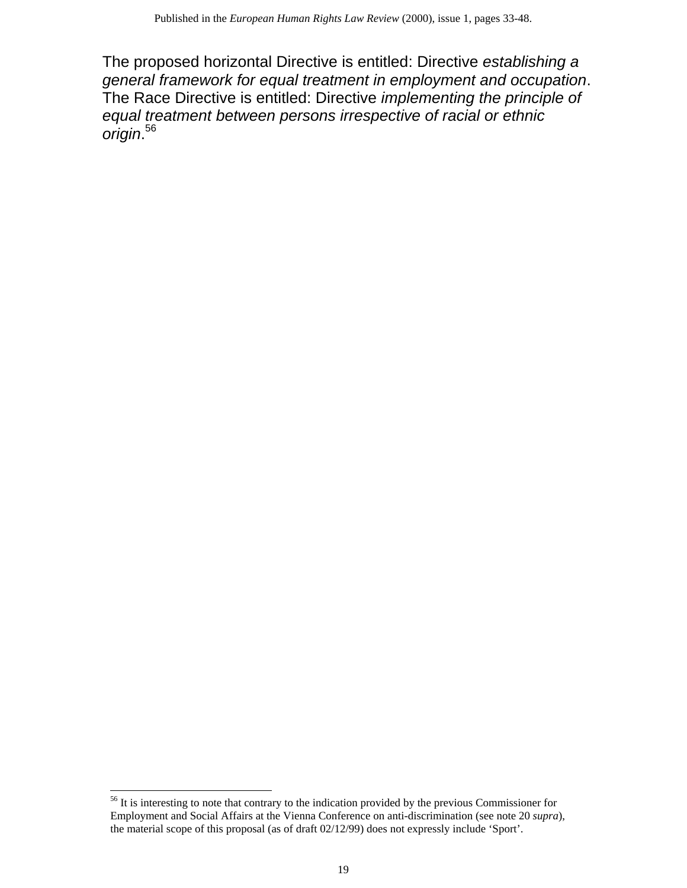The proposed horizontal Directive is entitled: Directive *establishing a general framework for equal treatment in employment and occupation*. The Race Directive is entitled: Directive *implementing the principle of equal treatment between persons irrespective of racial or ethnic origin*.[56]

---

[56] It is interesting to note that contrary to the indication provided by the previous Commissioner for Employment and Social Affairs at the Vienna Conference on anti-discrimination (see note 20 *supra*), the material scope of this proposal (as of draft 02/12/99) does not expressly include 'Sport'.